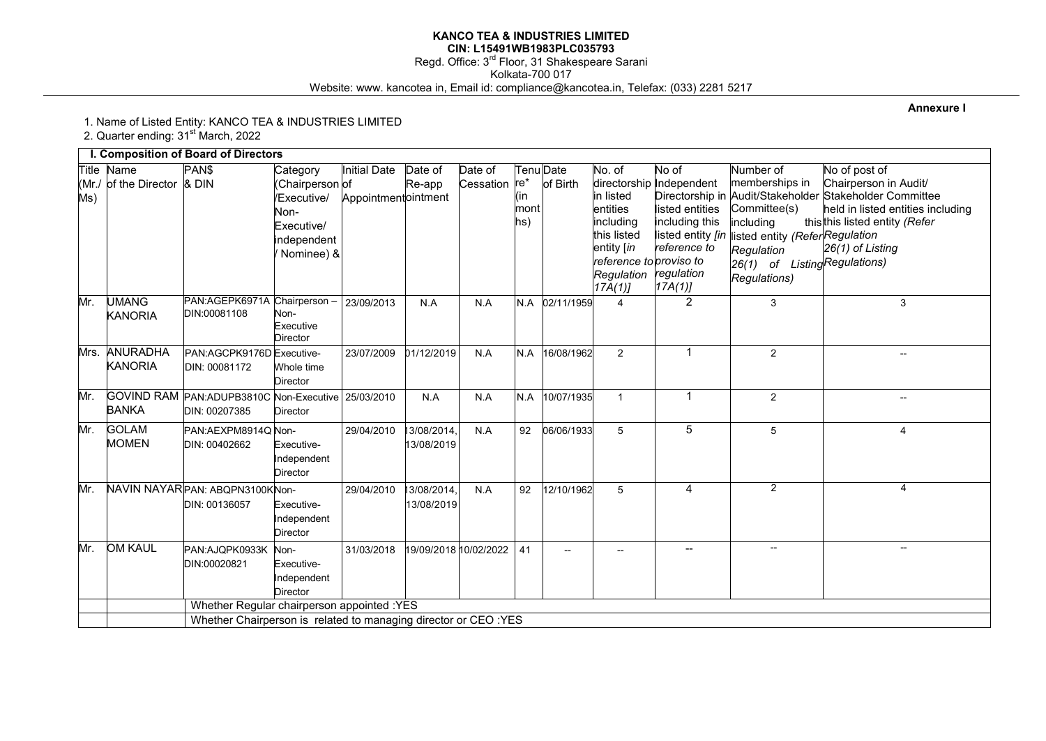**KANCO TEA & INDUSTRIES LIMITED**
**CIN: L15491WB1983PLC035793**
Regd. Office: 3[rd] Floor, 31 Shakespeare Sarani
Kolkata-700 017
Website: www. kancotea in, Email id: compliance@kancotea.in, Telefax: (033) 2281 5217

**Annexure I**

1. Name of Listed Entity: KANCO TEA & INDUSTRIES LIMITED
2. Quarter ending: 31[st] March, 2022

**I. Composition of Board of Directors**

| Title (Mr./ Ms) | Name of the Director | PAN$ & DIN | Category (Chairperson /Executive/ Non-Executive/ independent / Nominee) & | Initial Date of Appointment | Date of Re-appointment | Date of Cessation | Tenure* (in months) | Date of Birth | No. of directorship in listed entities including this listed entity [*in reference to Regulation 17A(1)*] | No of Independent Directorship in listed entities including this listed entity [*in reference to proviso to regulation 17A(1)*] | Number of memberships in Audit/Stakeholder Committee(s) including this listed entity (*Refer Regulation 26(1) of Listing Regulations*) | No of post of Chairperson in Audit/ Stakeholder Committee held in listed entities including this listed entity (*Refer Regulation 26(1) of Listing Regulations)* |
|---|---|---|---|---|---|---|---|---|---|---|---|---|
| Mr. | UMANG KANORIA | PAN:AGEPK6971A DIN:00081108 | Chairperson – Non-Executive Director | 23/09/2013 | N.A | N.A | N.A | 02/11/1959 | 4 | 2 | 3 | 3 |
| Mrs. | ANURADHA KANORIA | PAN:AGCPK9176D DIN: 00081172 | Executive-Whole time Director | 23/07/2009 | 01/12/2019 | N.A | N.A | 16/08/1962 | 2 | 1 | 2 | -- |
| Mr. | GOVIND RAM BANKA | PAN:ADUPB3810C DIN: 00207385 | Non-Executive Director | 25/03/2010 | N.A | N.A | N.A | 10/07/1935 | 1 | 1 | 2 | -- |
| Mr. | GOLAM MOMEN | PAN:AEXPM8914Q DIN: 00402662 | Non-Executive-Independent Director | 29/04/2010 | 13/08/2014, 13/08/2019 | N.A | 92 | 06/06/1933 | 5 | 5 | 5 | 4 |
| Mr. | NAVIN NAYAR | PAN: ABQPN3100K DIN: 00136057 | Non-Executive-Independent Director | 29/04/2010 | 13/08/2014, 13/08/2019 | N.A | 92 | 12/10/1962 | 5 | 4 | 2 | 4 |
| Mr. | OM KAUL | PAN:AJQPK0933K DIN:00020821 | Non-Executive-Independent Director | 31/03/2018 | 19/09/2018 | 10/02/2022 | 41 | -- | -- | -- | -- | -- |
| | | Whether Regular chairperson appointed :YES | | | | | | | | | | |
| | | Whether Chairperson is related to managing director or CEO :YES | | | | | | | | | | |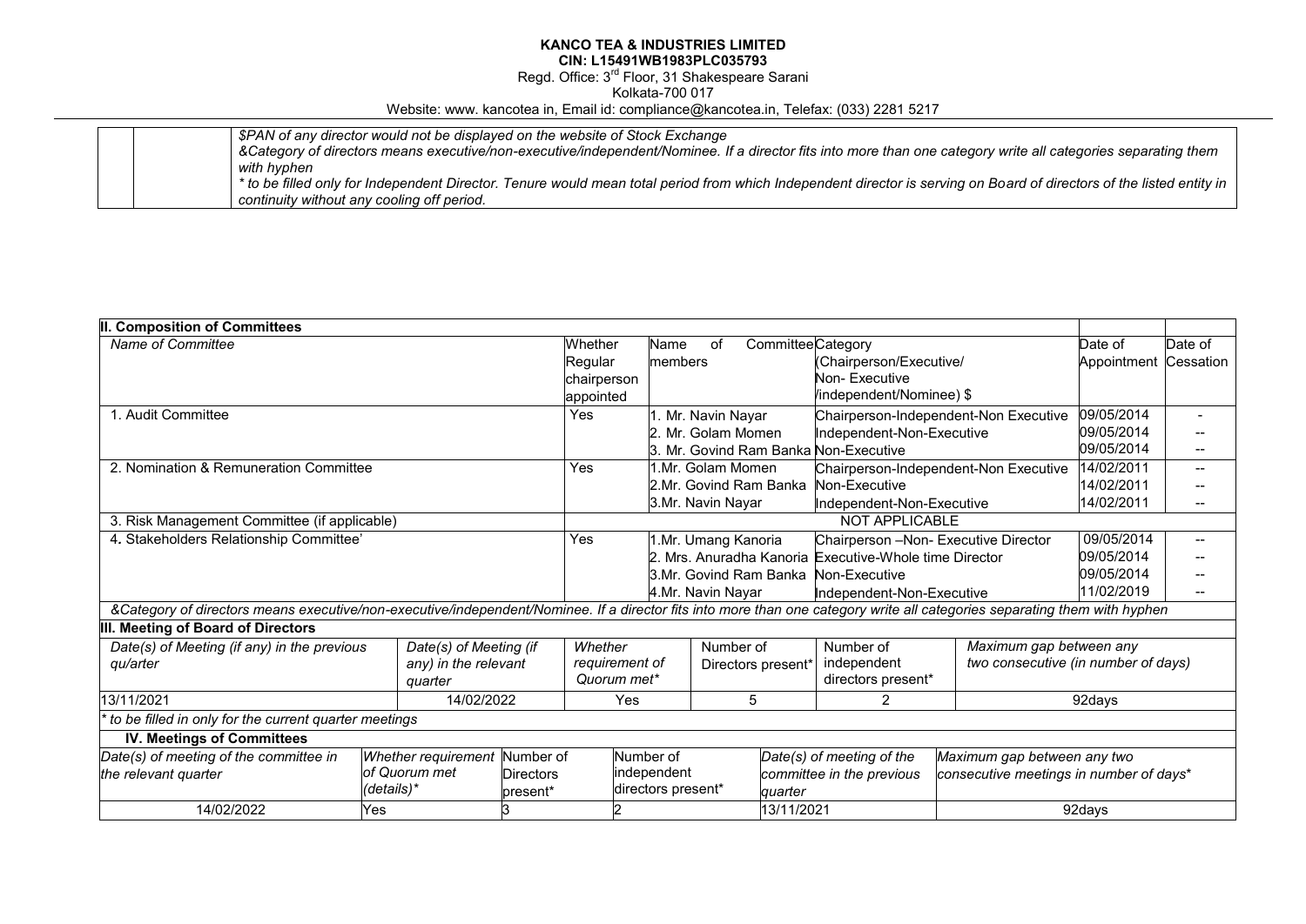| | | *$PAN of any director would not be displayed on the website of Stock Exchange*<br>*&Category of directors means executive/non-executive/independent/Nominee. If a director fits into more than one category write all categories separating them with hyphen*<br>*\* to be filled only for Independent Director. Tenure would mean total period from which Independent director is serving on Board of directors of the listed entity in continuity without any cooling off period.* |
|---|---|---|

| **II. Composition of Committees** | | | | | |
|---|---|---|---|---|---|
| *Name of Committee* | Whether Regular chairperson appointed | Name of Committee members | Category (Chairperson/Executive/ Non- Executive /independent/Nominee) $ | Date of Appointment | Date of Cessation |
| 1. Audit Committee | Yes | 1. Mr. Navin Nayar | Chairperson-Independent-Non Executive | 09/05/2014 | - |
| | | 2. Mr. Golam Momen | Independent-Non-Executive | 09/05/2014 | -- |
| | | 3. Mr. Govind Ram Banka | Non-Executive | 09/05/2014 | -- |
| 2. Nomination & Remuneration Committee | Yes | 1.Mr. Golam Momen | Chairperson-Independent-Non Executive | 14/02/2011 | -- |
| | | 2.Mr. Govind Ram Banka | Non-Executive | 14/02/2011 | -- |
| | | 3.Mr. Navin Nayar | Independent-Non-Executive | 14/02/2011 | -- |
| 3. Risk Management Committee (if applicable) | NOT APPLICABLE | | | | |
| 4. Stakeholders Relationship Committee' | Yes | 1.Mr. Umang Kanoria | Chairperson –Non- Executive Director | 09/05/2014 | -- |
| | | 2. Mrs. Anuradha Kanoria | Executive-Whole time Director | 09/05/2014 | -- |
| | | 3.Mr. Govind Ram Banka | Non-Executive | 09/05/2014 | -- |
| | | 4.Mr. Navin Nayar | Independent-Non-Executive | 11/02/2019 | -- |

*&Category of directors means executive/non-executive/independent/Nominee. If a director fits into more than one category write all categories separating them with hyphen*

**III. Meeting of Board of Directors**

| *Date(s) of Meeting (if any) in the previous qu/arter* | *Date(s) of Meeting (if any) in the relevant quarter* | *Whether requirement of Quorum met\** | Number of Directors present\* | Number of independent directors present\* | *Maximum gap between any two consecutive (in number of days)* |
|---|---|---|---|---|---|
| 13/11/2021 | 14/02/2022 | Yes | 5 | 2 | 92days |

*\* to be filled in only for the current quarter meetings*

**IV. Meetings of Committees**

| *Date(s) of meeting of the committee in the relevant quarter* | *Whether requirement of Quorum met (details)\** | Number of Directors present\* | Number of independent directors present\* | *Date(s) of meeting of the committee in the previous quarter* | *Maximum gap between any two consecutive meetings in number of days\** |
|---|---|---|---|---|---|
| 14/02/2022 | Yes | 3 | 2 | 13/11/2021 | 92days |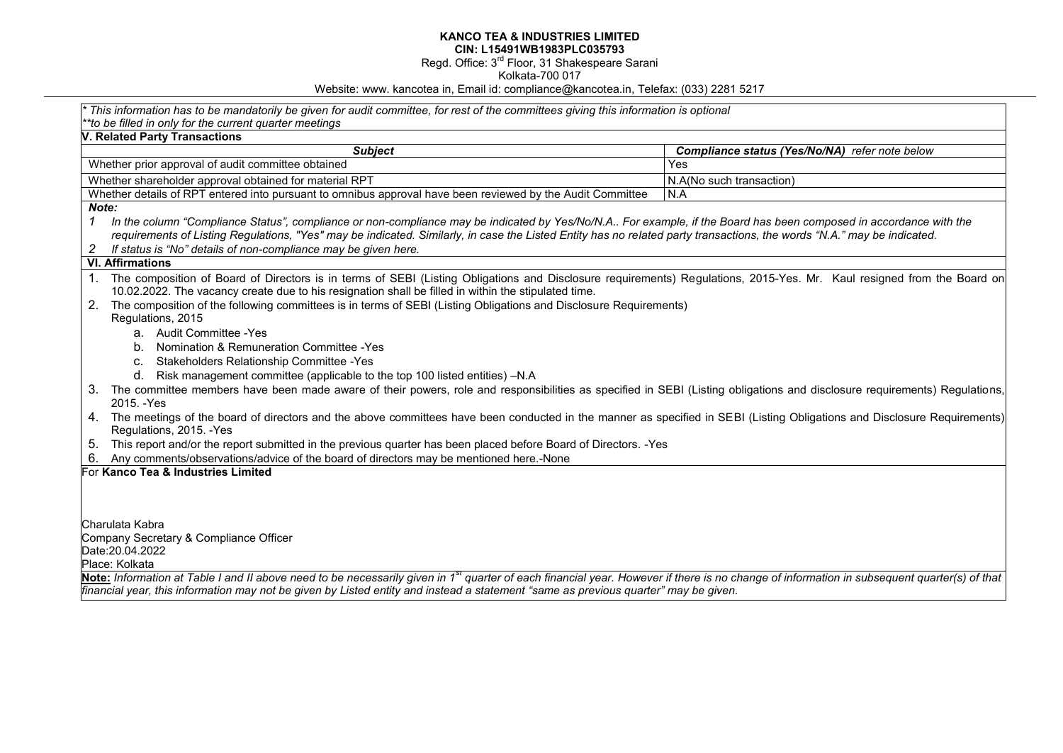**KANCO TEA & INDUSTRIES LIMITED**
**CIN: L15491WB1983PLC035793**
Regd. Office: 3[rd] Floor, 31 Shakespeare Sarani
Kolkata-700 017
Website: www. kancotea in, Email id: compliance@kancotea.in, Telefax: (033) 2281 5217

*\* This information has to be mandatorily be given for audit committee, for rest of the committees giving this information is optional*
*\*\*to be filled in only for the current quarter meetings*

**V. Related Party Transactions**

| ***Subject*** | ***Compliance status (Yes/No/NA)*** *refer note below* |
|---|---|
| Whether prior approval of audit committee obtained | Yes |
| Whether shareholder approval obtained for material RPT | N.A(No such transaction) |
| Whether details of RPT entered into pursuant to omnibus approval have been reviewed by the Audit Committee | N.A |

***Note:***

1. *In the column "Compliance Status", compliance or non-compliance may be indicated by Yes/No/N.A.. For example, if the Board has been composed in accordance with the requirements of Listing Regulations, "Yes" may be indicated. Similarly, in case the Listed Entity has no related party transactions, the words "N.A." may be indicated.*
2. *If status is "No" details of non-compliance may be given here.*

**VI. Affirmations**

1. The composition of Board of Directors is in terms of SEBI (Listing Obligations and Disclosure requirements) Regulations, 2015-Yes. Mr. Kaul resigned from the Board on 10.02.2022. The vacancy create due to his resignation shall be filled in within the stipulated time.
2. The composition of the following committees is in terms of SEBI (Listing Obligations and Disclosure Requirements) Regulations, 2015
   a. Audit Committee -Yes
   b. Nomination & Remuneration Committee -Yes
   c. Stakeholders Relationship Committee -Yes
   d. Risk management committee (applicable to the top 100 listed entities) –N.A
3. The committee members have been made aware of their powers, role and responsibilities as specified in SEBI (Listing obligations and disclosure requirements) Regulations, 2015. -Yes
4. The meetings of the board of directors and the above committees have been conducted in the manner as specified in SEBI (Listing Obligations and Disclosure Requirements) Regulations, 2015. -Yes
5. This report and/or the report submitted in the previous quarter has been placed before Board of Directors. -Yes
6. Any comments/observations/advice of the board of directors may be mentioned here.-None

For **Kanco Tea & Industries Limited**

Charulata Kabra
Company Secretary & Compliance Officer
Date:20.04.2022
Place: Kolkata

***Note:*** *Information at Table I and II above need to be necessarily given in 1[st] quarter of each financial year. However if there is no change of information in subsequent quarter(s) of that financial year, this information may not be given by Listed entity and instead a statement "same as previous quarter" may be given.*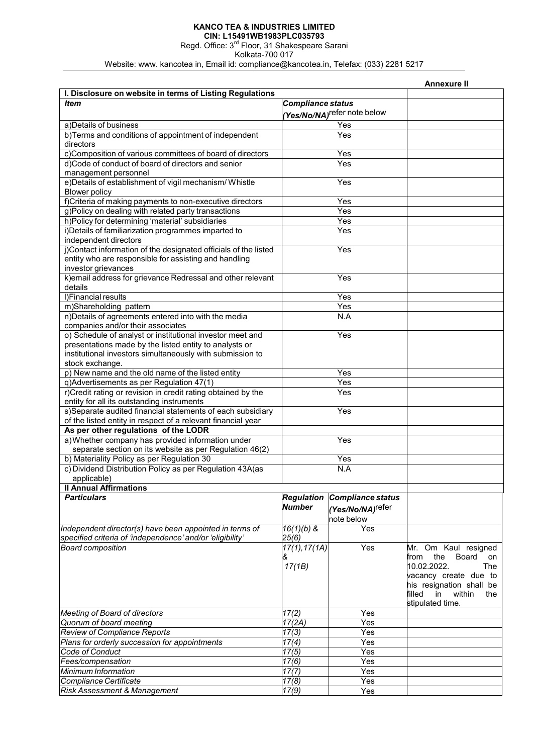**KANCO TEA & INDUSTRIES LIMITED**
**CIN: L15491WB1983PLC035793**
Regd. Office: 3rd Floor, 31 Shakespeare Sarani
Kolkata-700 017
Website: www. kancotea in, Email id: compliance@kancotea.in, Telefax: (033) 2281 5217

**Annexure II**

| I. Disclosure on website in terms of Listing Regulations | | |
|---|---|---|
| ***Item*** | ***Compliance status (Yes/No/NA)*** refer note below | |
| a)Details of business | Yes | |
| b)Terms and conditions of appointment of independent directors | Yes | |
| c)Composition of various committees of board of directors | Yes | |
| d)Code of conduct of board of directors and senior management personnel | Yes | |
| e)Details of establishment of vigil mechanism/ Whistle Blower policy | Yes | |
| f)Criteria of making payments to non-executive directors | Yes | |
| g)Policy on dealing with related party transactions | Yes | |
| h)Policy for determining 'material' subsidiaries | Yes | |
| i)Details of familiarization programmes imparted to independent directors | Yes | |
| j)Contact information of the designated officials of the listed entity who are responsible for assisting and handling investor grievances | Yes | |
| k)email address for grievance Redressal and other relevant details | Yes | |
| l)Financial results | Yes | |
| m)Shareholding pattern | Yes | |
| n)Details of agreements entered into with the media companies and/or their associates | N.A | |
| o) Schedule of analyst or institutional investor meet and presentations made by the listed entity to analysts or institutional investors simultaneously with submission to stock exchange. | Yes | |
| p) New name and the old name of the listed entity | Yes | |
| q)Advertisements as per Regulation 47(1) | Yes | |
| r)Credit rating or revision in credit rating obtained by the entity for all its outstanding instruments | Yes | |
| s)Separate audited financial statements of each subsidiary of the listed entity in respect of a relevant financial year | Yes | |
| **As per other regulations of the LODR** | | |
| a) Whether company has provided information under separate section on its website as per Regulation 46(2) | Yes | |
| b) Materiality Policy as per Regulation 30 | Yes | |
| c) Dividend Distribution Policy as per Regulation 43A(as applicable) | N.A | |

| **II Annual Affirmations** | | | |
|---|---|---|---|
| ***Particulars*** | ***Regulation Number*** | ***Compliance status (Yes/No/NA)*** refer note below | |
| *Independent director(s) have been appointed in terms of specified criteria of 'independence' and/or 'eligibility'* | *16(1)(b) & 25(6)* | Yes | |
| *Board composition* | *17(1),17(1A) & 17(1B)* | Yes | Mr. Om Kaul resigned from the Board on 10.02.2022. The vacancy create due to his resignation shall be filled in within the stipulated time. |
| *Meeting of Board of directors* | *17(2)* | Yes | |
| *Quorum of board meeting* | *17(2A)* | Yes | |
| *Review of Compliance Reports* | *17(3)* | Yes | |
| *Plans for orderly succession for appointments* | *17(4)* | Yes | |
| *Code of Conduct* | *17(5)* | Yes | |
| *Fees/compensation* | *17(6)* | Yes | |
| *Minimum Information* | *17(7)* | Yes | |
| *Compliance Certificate* | *17(8)* | Yes | |
| *Risk Assessment & Management* | *17(9)* | Yes | |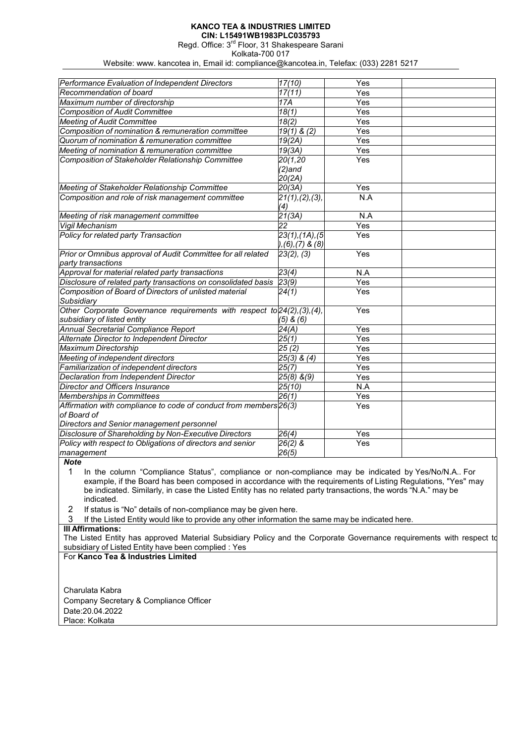**KANCO TEA & INDUSTRIES LIMITED**
**CIN: L15491WB1983PLC035793**
Regd. Office: 3rd Floor, 31 Shakespeare Sarani
Kolkata-700 017
Website: www. kancotea in, Email id: compliance@kancotea.in, Telefax: (033) 2281 5217

| | | | |
|---|---|---|---|
| *Performance Evaluation of Independent Directors* | *17(10)* | Yes | |
| *Recommendation of board* | *17(11)* | Yes | |
| *Maximum number of directorship* | *17A* | Yes | |
| *Composition of Audit Committee* | *18(1)* | Yes | |
| *Meeting of Audit Committee* | *18(2)* | Yes | |
| *Composition of nomination & remuneration committee* | *19(1) & (2)* | Yes | |
| *Quorum of nomination & remuneration committee* | *19(2A)* | Yes | |
| *Meeting of nomination & remuneration committee* | *19(3A)* | Yes | |
| *Composition of Stakeholder Relationship Committee* | *20(1,20 (2)and 20(2A)* | Yes | |
| *Meeting of Stakeholder Relationship Committee* | *20(3A)* | Yes | |
| *Composition and role of risk management committee* | *21(1),(2),(3),(4)* | N.A | |
| *Meeting of risk management committee* | *21(3A)* | N.A | |
| *Vigil Mechanism* | *22* | Yes | |
| *Policy for related party Transaction* | *23(1),(1A),(5),(6),(7) & (8)* | Yes | |
| *Prior or Omnibus approval of Audit Committee for all related party transactions* | *23(2), (3)* | Yes | |
| *Approval for material related party transactions* | *23(4)* | N.A | |
| *Disclosure of related party transactions on consolidated basis* | *23(9)* | Yes | |
| *Composition of Board of Directors of unlisted material Subsidiary* | *24(1)* | Yes | |
| *Other Corporate Governance requirements with respect to subsidiary of listed entity* | *24(2),(3),(4),(5) & (6)* | Yes | |
| *Annual Secretarial Compliance Report* | *24(A)* | Yes | |
| *Alternate Director to Independent Director* | *25(1)* | Yes | |
| *Maximum Directorship* | *25 (2)* | Yes | |
| *Meeting of independent directors* | *25(3) & (4)* | Yes | |
| *Familiarization of independent directors* | *25(7)* | Yes | |
| *Declaration from Independent Director* | *25(8) &(9)* | Yes | |
| *Director and Officers Insurance* | *25(10)* | N.A | |
| *Memberships in Committees* | *26(1)* | Yes | |
| *Affirmation with compliance to code of conduct from members of Board of Directors and Senior management personnel* | *26(3)* | Yes | |
| *Disclosure of Shareholding by Non-Executive Directors* | *26(4)* | Yes | |
| *Policy with respect to Obligations of directors and senior management* | *26(2) & 26(5)* | Yes | |

***Note***

1. In the column "Compliance Status", compliance or non-compliance may be indicated by Yes/No/N.A.. For example, if the Board has been composed in accordance with the requirements of Listing Regulations, "Yes" may be indicated. Similarly, in case the Listed Entity has no related party transactions, the words "N.A." may be indicated.
2. If status is "No" details of non-compliance may be given here.
3. If the Listed Entity would like to provide any other information the same may be indicated here.

**III Affirmations:**

The Listed Entity has approved Material Subsidiary Policy and the Corporate Governance requirements with respect to subsidiary of Listed Entity have been complied : Yes

For **Kanco Tea & Industries Limited**

Charulata Kabra
Company Secretary & Compliance Officer
Date:20.04.2022
Place: Kolkata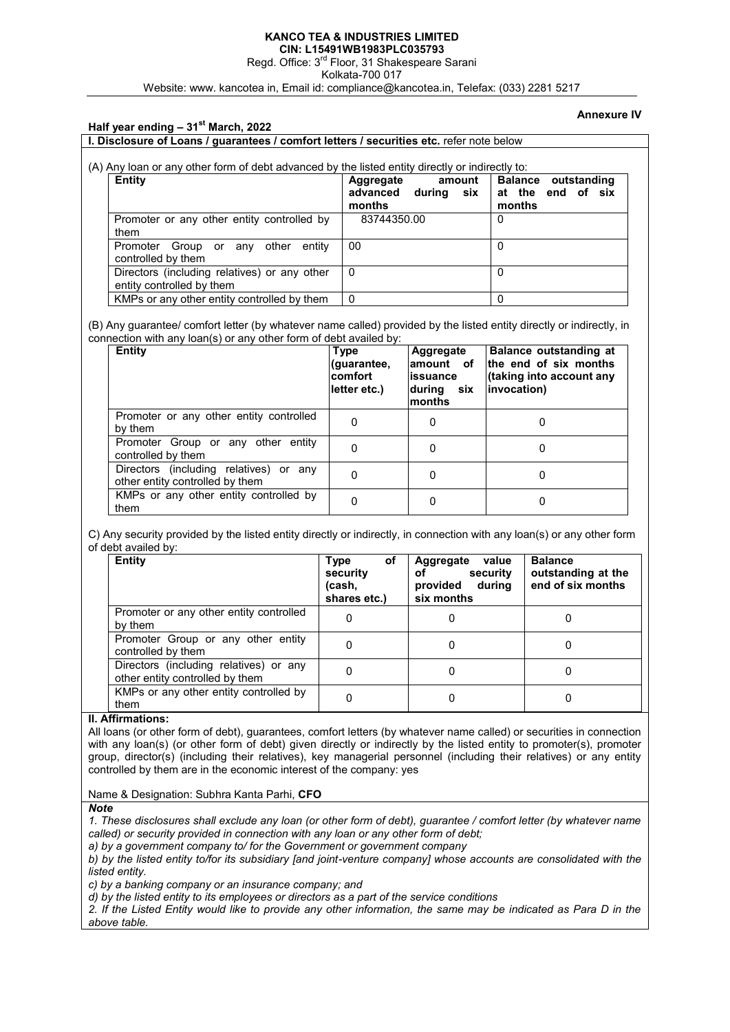**KANCO TEA & INDUSTRIES LIMITED**
**CIN: L15491WB1983PLC035793**
Regd. Office: 3rd Floor, 31 Shakespeare Sarani
Kolkata-700 017
Website: www. kancotea in, Email id: compliance@kancotea.in, Telefax: (033) 2281 5217

**Annexure IV**

**Half year ending – 31st March, 2022**

**I. Disclosure of Loans / guarantees / comfort letters / securities etc.** refer note below

(A) Any loan or any other form of debt advanced by the listed entity directly or indirectly to:

| Entity | Aggregate amount advanced during six months | Balance outstanding at the end of six months |
|---|---|---|
| Promoter or any other entity controlled by them | 83744350.00 | 0 |
| Promoter Group or any other entity controlled by them | 00 | 0 |
| Directors (including relatives) or any other entity controlled by them | 0 | 0 |
| KMPs or any other entity controlled by them | 0 | 0 |

(B) Any guarantee/ comfort letter (by whatever name called) provided by the listed entity directly or indirectly, in connection with any loan(s) or any other form of debt availed by:

| Entity | Type (guarantee, comfort letter etc.) | Aggregate amount of issuance during six months | Balance outstanding at the end of six months (taking into account any invocation) |
|---|---|---|---|
| Promoter or any other entity controlled by them | 0 | 0 | 0 |
| Promoter Group or any other entity controlled by them | 0 | 0 | 0 |
| Directors (including relatives) or any other entity controlled by them | 0 | 0 | 0 |
| KMPs or any other entity controlled by them | 0 | 0 | 0 |

C) Any security provided by the listed entity directly or indirectly, in connection with any loan(s) or any other form of debt availed by:

| Entity | Type of security (cash, shares etc.) | Aggregate value of security provided during six months | Balance outstanding at the end of six months |
|---|---|---|---|
| Promoter or any other entity controlled by them | 0 | 0 | 0 |
| Promoter Group or any other entity controlled by them | 0 | 0 | 0 |
| Directors (including relatives) or any other entity controlled by them | 0 | 0 | 0 |
| KMPs or any other entity controlled by them | 0 | 0 | 0 |

**II. Affirmations:**

All loans (or other form of debt), guarantees, comfort letters (by whatever name called) or securities in connection with any loan(s) (or other form of debt) given directly or indirectly by the listed entity to promoter(s), promoter group, director(s) (including their relatives), key managerial personnel (including their relatives) or any entity controlled by them are in the economic interest of the company: yes

Name & Designation: Subhra Kanta Parhi, **CFO**

***Note***

*1. These disclosures shall exclude any loan (or other form of debt), guarantee / comfort letter (by whatever name called) or security provided in connection with any loan or any other form of debt;*

*a) by a government company to/ for the Government or government company*

*b) by the listed entity to/for its subsidiary [and joint-venture company] whose accounts are consolidated with the listed entity.*

*c) by a banking company or an insurance company; and*

*d) by the listed entity to its employees or directors as a part of the service conditions*

*2. If the Listed Entity would like to provide any other information, the same may be indicated as Para D in the above table.*